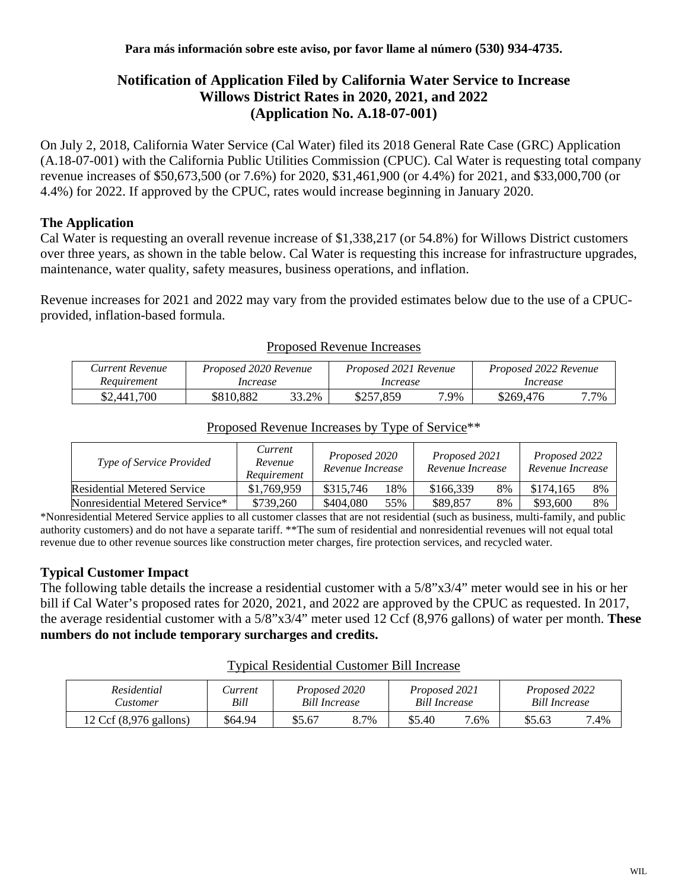**Para más información sobre este aviso, por favor llame al número (530) 934-4735.**

# Notification of Application Filed by California Water Service to Increase Willows District Rates in 2020, 2021, and 2022 (Application No. A.18-07-001)

On July 2, 2018, California Water Service (Cal Water) filed its 2018 General Rate Case (GRC) Application (A.18-07-001) with the California Public Utilities Commission (CPUC). Cal Water is requesting total company revenue increases of $50,673,500 (or 7.6%) for 2020, $31,461,900 (or 4.4%) for 2021, and $33,000,700 (or 4.4%) for 2022. If approved by the CPUC, rates would increase beginning in January 2020.

## The Application

Cal Water is requesting an overall revenue increase of $1,338,217 (or 54.8%) for Willows District customers over three years, as shown in the table below. Cal Water is requesting this increase for infrastructure upgrades, maintenance, water quality, safety measures, business operations, and inflation.

Revenue increases for 2021 and 2022 may vary from the provided estimates below due to the use of a CPUC-provided, inflation-based formula.

Proposed Revenue Increases

| *Current Revenue Requirement* | *Proposed 2020 Revenue Increase* | | *Proposed 2021 Revenue Increase* | | *Proposed 2022 Revenue Increase* | |
|---|---|---|---|---|---|---|
| $2,441,700 | $810,882 | 33.2% | $257,859 | 7.9% | $269,476 | 7.7% |

Proposed Revenue Increases by Type of Service**

| *Type of Service Provided* | *Current Revenue Requirement* | *Proposed 2020 Revenue Increase* | | *Proposed 2021 Revenue Increase* | | *Proposed 2022 Revenue Increase* | |
|---|---|---|---|---|---|---|---|
| Residential Metered Service | $1,769,959 | $315,746 | 18% | $166,339 | 8% | $174,165 | 8% |
| Nonresidential Metered Service* | $739,260 | $404,080 | 55% | $89,857 | 8% | $93,600 | 8% |

*Nonresidential Metered Service applies to all customer classes that are not residential (such as business, multi-family, and public authority customers) and do not have a separate tariff. **The sum of residential and nonresidential revenues will not equal total revenue due to other revenue sources like construction meter charges, fire protection services, and recycled water.

## Typical Customer Impact

The following table details the increase a residential customer with a 5/8"x3/4" meter would see in his or her bill if Cal Water's proposed rates for 2020, 2021, and 2022 are approved by the CPUC as requested. In 2017, the average residential customer with a 5/8"x3/4" meter used 12 Ccf (8,976 gallons) of water per month. **These numbers do not include temporary surcharges and credits.**

Typical Residential Customer Bill Increase

| *Residential Customer* | *Current Bill* | *Proposed 2020 Bill Increase* | | *Proposed 2021 Bill Increase* | | *Proposed 2022 Bill Increase* | |
|---|---|---|---|---|---|---|---|
| 12 Ccf (8,976 gallons) | $64.94 | $5.67 | 8.7% | $5.40 | 7.6% | $5.63 | 7.4% |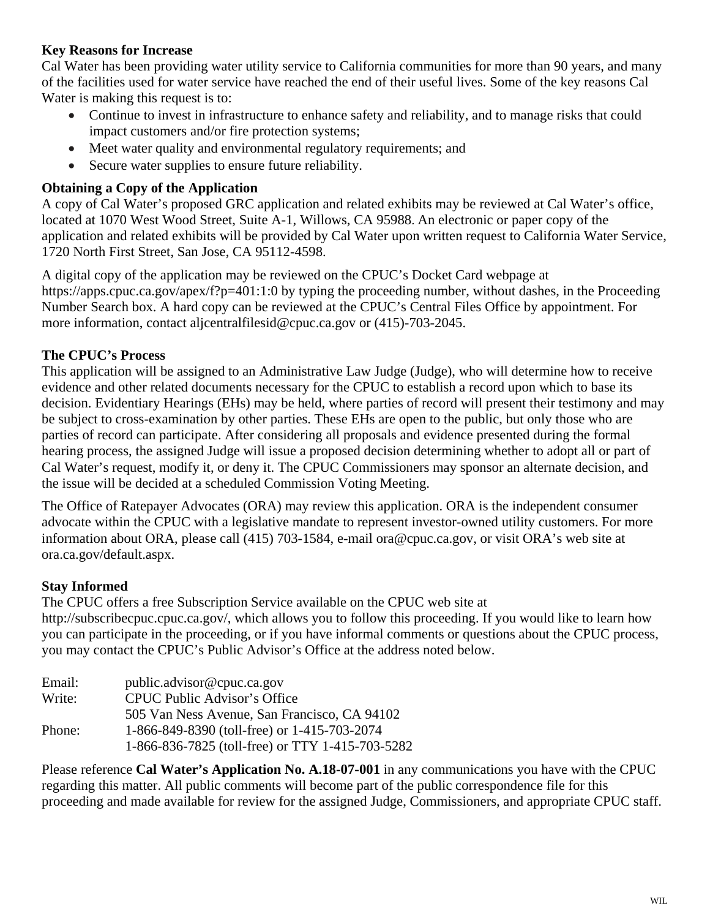**Key Reasons for Increase**
Cal Water has been providing water utility service to California communities for more than 90 years, and many of the facilities used for water service have reached the end of their useful lives. Some of the key reasons Cal Water is making this request is to:

- Continue to invest in infrastructure to enhance safety and reliability, and to manage risks that could impact customers and/or fire protection systems;
- Meet water quality and environmental regulatory requirements; and
- Secure water supplies to ensure future reliability.

**Obtaining a Copy of the Application**
A copy of Cal Water's proposed GRC application and related exhibits may be reviewed at Cal Water's office, located at 1070 West Wood Street, Suite A-1, Willows, CA 95988. An electronic or paper copy of the application and related exhibits will be provided by Cal Water upon written request to California Water Service, 1720 North First Street, San Jose, CA 95112-4598.

A digital copy of the application may be reviewed on the CPUC's Docket Card webpage at https://apps.cpuc.ca.gov/apex/f?p=401:1:0 by typing the proceeding number, without dashes, in the Proceeding Number Search box. A hard copy can be reviewed at the CPUC's Central Files Office by appointment. For more information, contact aljcentralfilesid@cpuc.ca.gov or (415)-703-2045.

**The CPUC's Process**
This application will be assigned to an Administrative Law Judge (Judge), who will determine how to receive evidence and other related documents necessary for the CPUC to establish a record upon which to base its decision. Evidentiary Hearings (EHs) may be held, where parties of record will present their testimony and may be subject to cross-examination by other parties. These EHs are open to the public, but only those who are parties of record can participate. After considering all proposals and evidence presented during the formal hearing process, the assigned Judge will issue a proposed decision determining whether to adopt all or part of Cal Water's request, modify it, or deny it. The CPUC Commissioners may sponsor an alternate decision, and the issue will be decided at a scheduled Commission Voting Meeting.

The Office of Ratepayer Advocates (ORA) may review this application. ORA is the independent consumer advocate within the CPUC with a legislative mandate to represent investor-owned utility customers. For more information about ORA, please call (415) 703-1584, e-mail ora@cpuc.ca.gov, or visit ORA's web site at ora.ca.gov/default.aspx.

**Stay Informed**
The CPUC offers a free Subscription Service available on the CPUC web site at http://subscribecpuc.cpuc.ca.gov/, which allows you to follow this proceeding. If you would like to learn how you can participate in the proceeding, or if you have informal comments or questions about the CPUC process, you may contact the CPUC's Public Advisor's Office at the address noted below.

| | |
|---|---|
| Email: | public.advisor@cpuc.ca.gov |
| Write: | CPUC Public Advisor's Office |
| | 505 Van Ness Avenue, San Francisco, CA 94102 |
| Phone: | 1-866-849-8390 (toll-free) or 1-415-703-2074 |
| | 1-866-836-7825 (toll-free) or TTY 1-415-703-5282 |

Please reference **Cal Water's Application No. A.18-07-001** in any communications you have with the CPUC regarding this matter. All public comments will become part of the public correspondence file for this proceeding and made available for review for the assigned Judge, Commissioners, and appropriate CPUC staff.